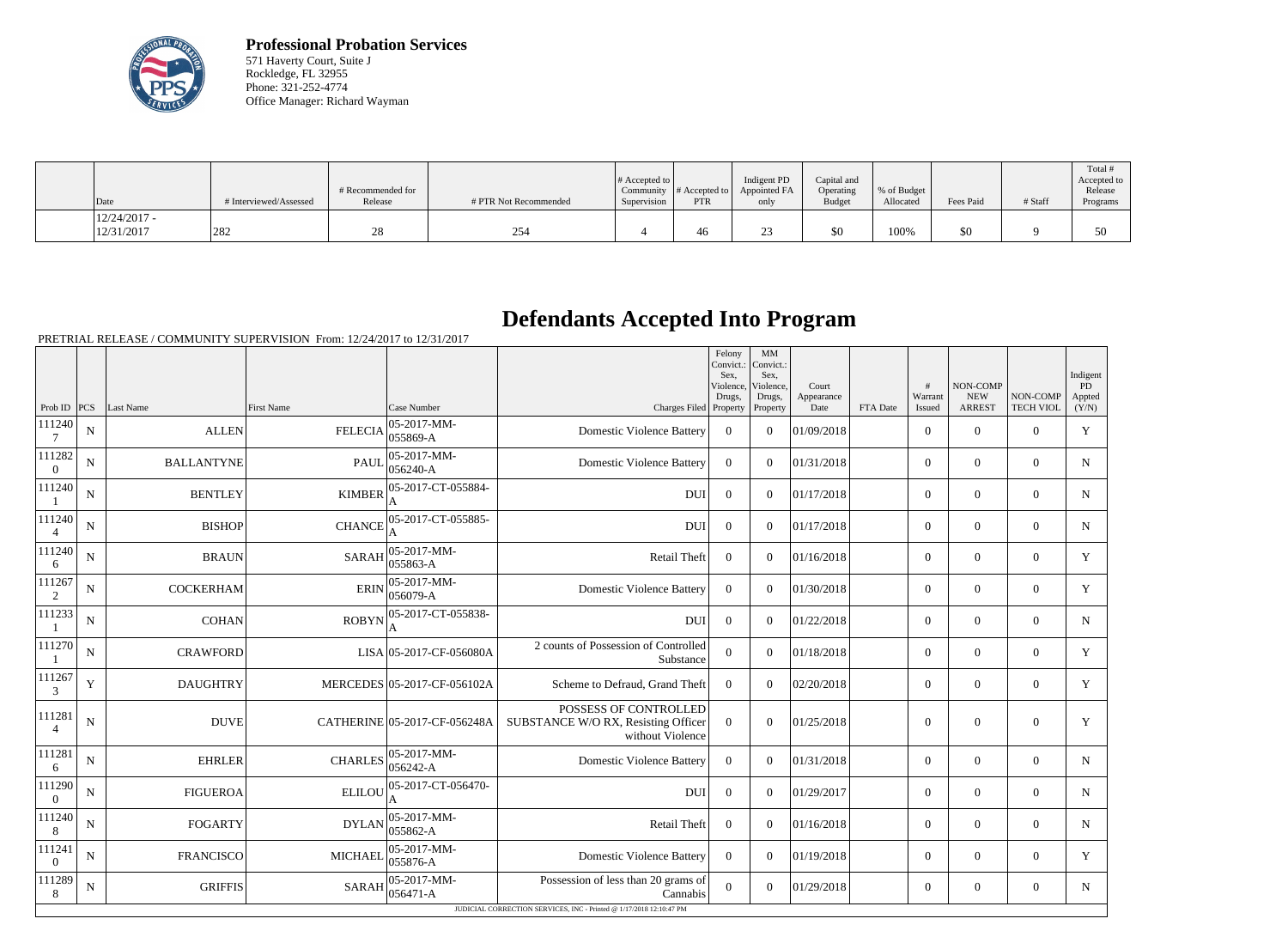**Professional Probation Services**
571 Haverty Court, Suite J
Rockledge, FL 32955
Phone: 321-252-4774
Office Manager: Richard Wayman

| Date | # Interviewed/Assessed | # Recommended for Release | # PTR Not Recommended | # Accepted to Community Supervision | # Accepted to PTR | Indigent PD Appointed FA only | Capital and Operating Budget | % of Budget Allocated | Fees Paid | # Staff | Total # Accepted to Release Programs |
|---|---|---|---|---|---|---|---|---|---|---|---|
| 12/24/2017 - 12/31/2017 | 282 | 28 | 254 | 4 | 46 | 23 | $0 | 100% | $0 | 9 | 50 |

# Defendants Accepted Into Program

PRETRIAL RELEASE / COMMUNITY SUPERVISION From: 12/24/2017 to 12/31/2017

| Prob ID | PCS | Last Name | First Name | Case Number | Charges Filed | Felony Convict.: Sex, Violence, Drugs, Property | MM Convict.: Sex, Violence, Drugs, Property | Court Appearance Date | FTA Date | # Warrant Issued | NON-COMP NEW ARREST | NON-COMP TECH VIOL | Indigent PD Appted (Y/N) |
|---|---|---|---|---|---|---|---|---|---|---|---|---|---|
| 1112407 | N | ALLEN | FELECIA | 05-2017-MM-055869-A | Domestic Violence Battery | 0 | 0 | 01/09/2018 | | 0 | 0 | 0 | Y |
| 1112820 | N | BALLANTYNE | PAUL | 05-2017-MM-056240-A | Domestic Violence Battery | 0 | 0 | 01/31/2018 | | 0 | 0 | 0 | N |
| 1112401 | N | BENTLEY | KIMBER | 05-2017-CT-055884-A | DUI | 0 | 0 | 01/17/2018 | | 0 | 0 | 0 | N |
| 1112404 | N | BISHOP | CHANCE | 05-2017-CT-055885-A | DUI | 0 | 0 | 01/17/2018 | | 0 | 0 | 0 | N |
| 1112406 | N | BRAUN | SARAH | 05-2017-MM-055863-A | Retail Theft | 0 | 0 | 01/16/2018 | | 0 | 0 | 0 | Y |
| 1112672 | N | COCKERHAM | ERIN | 05-2017-MM-056079-A | Domestic Violence Battery | 0 | 0 | 01/30/2018 | | 0 | 0 | 0 | Y |
| 1112331 | N | COHAN | ROBYN | 05-2017-CT-055838-A | DUI | 0 | 0 | 01/22/2018 | | 0 | 0 | 0 | N |
| 1112701 | N | CRAWFORD | LISA | 05-2017-CF-056080A | 2 counts of Possession of Controlled Substance | 0 | 0 | 01/18/2018 | | 0 | 0 | 0 | Y |
| 1112673 | Y | DAUGHTRY | MERCEDES | 05-2017-CF-056102A | Scheme to Defraud, Grand Theft | 0 | 0 | 02/20/2018 | | 0 | 0 | 0 | Y |
| 1112814 | N | DUVE | CATHERINE | 05-2017-CF-056248A | POSSESS OF CONTROLLED SUBSTANCE W/O RX, Resisting Officer without Violence | 0 | 0 | 01/25/2018 | | 0 | 0 | 0 | Y |
| 1112816 | N | EHRLER | CHARLES | 05-2017-MM-056242-A | Domestic Violence Battery | 0 | 0 | 01/31/2018 | | 0 | 0 | 0 | N |
| 1112900 | N | FIGUEROA | ELILOU | 05-2017-CT-056470-A | DUI | 0 | 0 | 01/29/2017 | | 0 | 0 | 0 | N |
| 1112408 | N | FOGARTY | DYLAN | 05-2017-MM-055862-A | Retail Theft | 0 | 0 | 01/16/2018 | | 0 | 0 | 0 | N |
| 1112410 | N | FRANCISCO | MICHAEL | 05-2017-MM-055876-A | Domestic Violence Battery | 0 | 0 | 01/19/2018 | | 0 | 0 | 0 | Y |
| 1112898 | N | GRIFFIS | SARAH | 05-2017-MM-056471-A | Possession of less than 20 grams of Cannabis | 0 | 0 | 01/29/2018 | | 0 | 0 | 0 | N |

JUDICIAL CORRECTION SERVICES, INC - Printed @ 1/17/2018 12:10:47 PM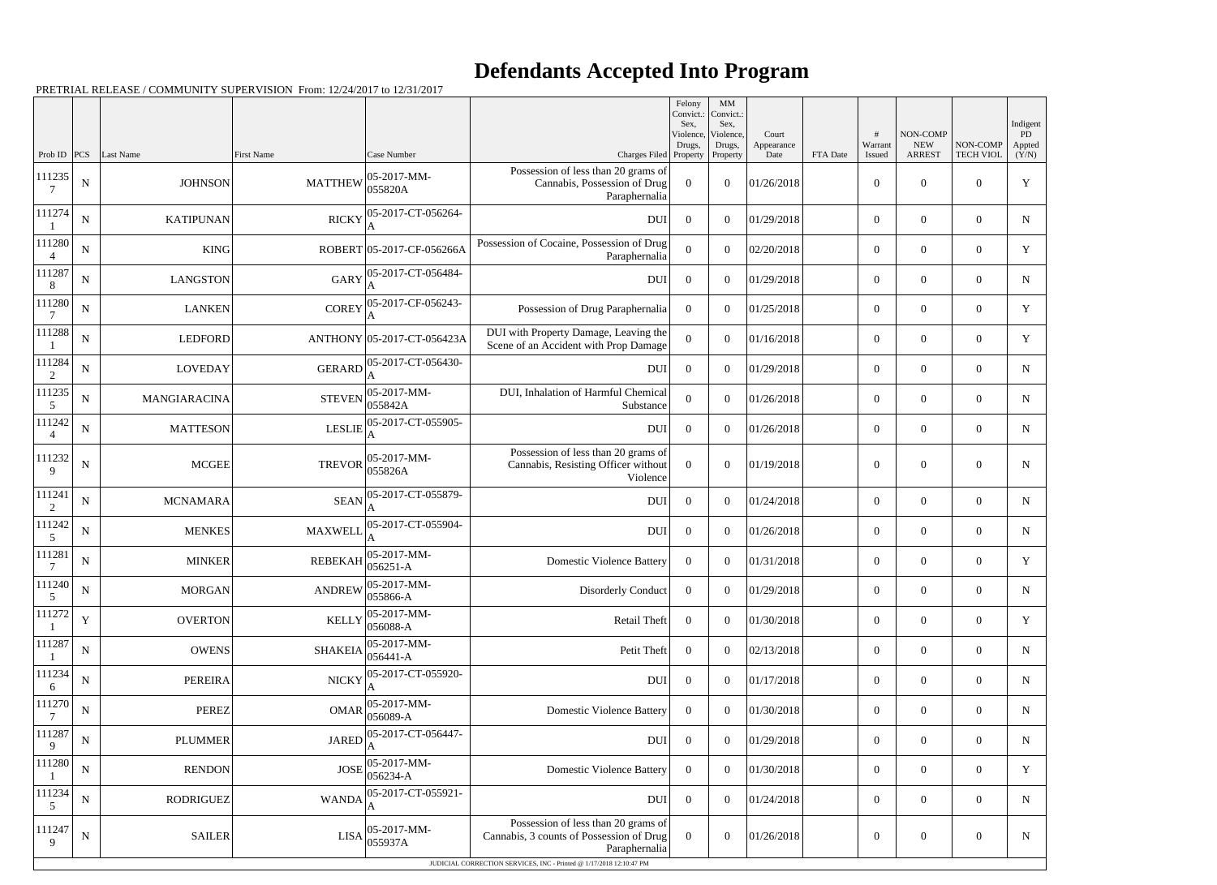# Defendants Accepted Into Program

PRETRIAL RELEASE / COMMUNITY SUPERVISION From: 12/24/2017 to 12/31/2017

| Prob ID | PCS | Last Name | First Name | Case Number | Charges Filed | Felony Convict.: Sex, Violence, Drugs, Property | MM Convict.: Sex, Violence, Drugs, Property | Court Appearance Date | FTA Date | # Warrant Issued | NON-COMP NEW ARREST | NON-COMP TECH VIOL | Indigent PD Appted (Y/N) |
|---|---|---|---|---|---|---|---|---|---|---|---|---|---|
| 1112357 | N | JOHNSON | MATTHEW | 05-2017-MM-055820A | Possession of less than 20 grams of Cannabis, Possession of Drug Paraphernalia | 0 | 0 | 01/26/2018 | | 0 | 0 | 0 | Y |
| 1112741 | N | KATIPUNAN | RICKY | 05-2017-CT-056264-A | DUI | 0 | 0 | 01/29/2018 | | 0 | 0 | 0 | N |
| 1112804 | N | KING | ROBERT | 05-2017-CF-056266A | Possession of Cocaine, Possession of Drug Paraphernalia | 0 | 0 | 02/20/2018 | | 0 | 0 | 0 | Y |
| 1112878 | N | LANGSTON | GARY | 05-2017-CT-056484-A | DUI | 0 | 0 | 01/29/2018 | | 0 | 0 | 0 | N |
| 1112807 | N | LANKEN | COREY | 05-2017-CF-056243-A | Possession of Drug Paraphernalia | 0 | 0 | 01/25/2018 | | 0 | 0 | 0 | Y |
| 1112881 | N | LEDFORD | ANTHONY | 05-2017-CT-056423A | DUI with Property Damage, Leaving the Scene of an Accident with Prop Damage | 0 | 0 | 01/16/2018 | | 0 | 0 | 0 | Y |
| 1112842 | N | LOVEDAY | GERARD | 05-2017-CT-056430-A | DUI | 0 | 0 | 01/29/2018 | | 0 | 0 | 0 | N |
| 1112355 | N | MANGIARACINA | STEVEN | 05-2017-MM-055842A | DUI, Inhalation of Harmful Chemical Substance | 0 | 0 | 01/26/2018 | | 0 | 0 | 0 | N |
| 1112424 | N | MATTESON | LESLIE | 05-2017-CT-055905-A | DUI | 0 | 0 | 01/26/2018 | | 0 | 0 | 0 | N |
| 1112329 | N | MCGEE | TREVOR | 05-2017-MM-055826A | Possession of less than 20 grams of Cannabis, Resisting Officer without Violence | 0 | 0 | 01/19/2018 | | 0 | 0 | 0 | N |
| 1112412 | N | MCNAMARA | SEAN | 05-2017-CT-055879-A | DUI | 0 | 0 | 01/24/2018 | | 0 | 0 | 0 | N |
| 1112425 | N | MENKES | MAXWELL | 05-2017-CT-055904-A | DUI | 0 | 0 | 01/26/2018 | | 0 | 0 | 0 | N |
| 1112817 | N | MINKER | REBEKAH | 05-2017-MM-056251-A | Domestic Violence Battery | 0 | 0 | 01/31/2018 | | 0 | 0 | 0 | Y |
| 1112405 | N | MORGAN | ANDREW | 05-2017-MM-055866-A | Disorderly Conduct | 0 | 0 | 01/29/2018 | | 0 | 0 | 0 | N |
| 1112721 | Y | OVERTON | KELLY | 05-2017-MM-056088-A | Retail Theft | 0 | 0 | 01/30/2018 | | 0 | 0 | 0 | Y |
| 1112871 | N | OWENS | SHAKEIA | 05-2017-MM-056441-A | Petit Theft | 0 | 0 | 02/13/2018 | | 0 | 0 | 0 | N |
| 1112346 | N | PEREIRA | NICKY | 05-2017-CT-055920-A | DUI | 0 | 0 | 01/17/2018 | | 0 | 0 | 0 | N |
| 1112707 | N | PEREZ | OMAR | 05-2017-MM-056089-A | Domestic Violence Battery | 0 | 0 | 01/30/2018 | | 0 | 0 | 0 | N |
| 1112879 | N | PLUMMER | JARED | 05-2017-CT-056447-A | DUI | 0 | 0 | 01/29/2018 | | 0 | 0 | 0 | N |
| 1112801 | N | RENDON | JOSE | 05-2017-MM-056234-A | Domestic Violence Battery | 0 | 0 | 01/30/2018 | | 0 | 0 | 0 | Y |
| 1112345 | N | RODRIGUEZ | WANDA | 05-2017-CT-055921-A | DUI | 0 | 0 | 01/24/2018 | | 0 | 0 | 0 | N |
| 1112479 | N | SAILER | LISA | 05-2017-MM-055937A | Possession of less than 20 grams of Cannabis, 3 counts of Possession of Drug Paraphernalia | 0 | 0 | 01/26/2018 | | 0 | 0 | 0 | N |

JUDICIAL CORRECTION SERVICES, INC - Printed @ 1/17/2018 12:10:47 PM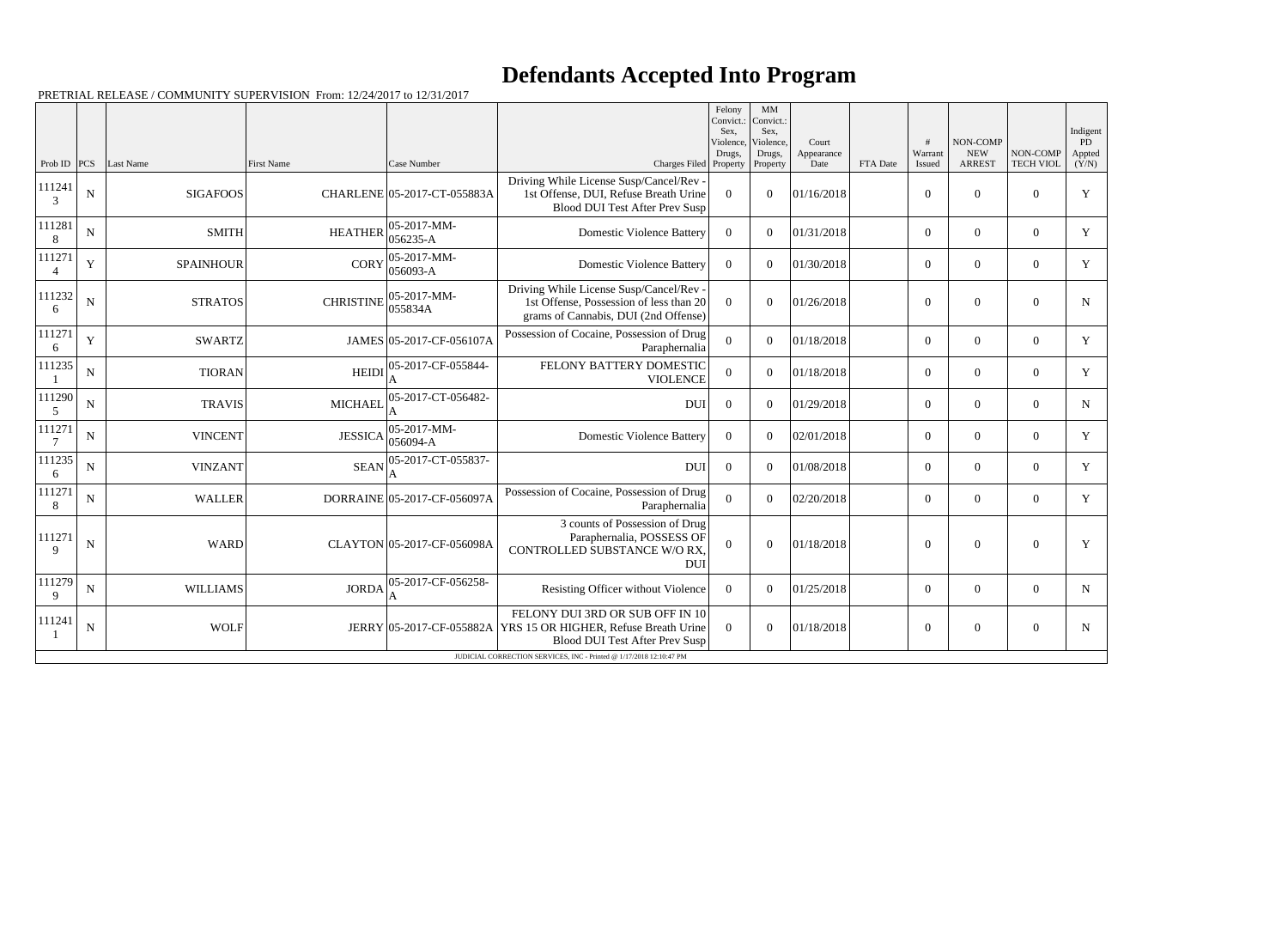# Defendants Accepted Into Program

PRETRIAL RELEASE / COMMUNITY SUPERVISION From: 12/24/2017 to 12/31/2017

| Prob ID | PCS | Last Name | First Name | Case Number | Charges Filed | Felony Convict.: Sex, Violence, Drugs, Property | MM Convict.: Sex, Violence, Drugs, Property | Court Appearance Date | FTA Date | # Warrant Issued | NON-COMP NEW ARREST | NON-COMP TECH VIOL | Indigent PD Appted (Y/N) |
|---|---|---|---|---|---|---|---|---|---|---|---|---|---|
| 1112413 | N | SIGAFOOS | CHARLENE | 05-2017-CT-055883A | Driving While License Susp/Cancel/Rev - 1st Offense, DUI, Refuse Breath Urine Blood DUI Test After Prev Susp | 0 | 0 | 01/16/2018 | | 0 | 0 | 0 | Y |
| 1112818 | N | SMITH | HEATHER | 05-2017-MM-056235-A | Domestic Violence Battery | 0 | 0 | 01/31/2018 | | 0 | 0 | 0 | Y |
| 1112714 | Y | SPAINHOUR | CORY | 05-2017-MM-056093-A | Domestic Violence Battery | 0 | 0 | 01/30/2018 | | 0 | 0 | 0 | Y |
| 1112326 | N | STRATOS | CHRISTINE | 05-2017-MM-055834A | Driving While License Susp/Cancel/Rev - 1st Offense, Possession of less than 20 grams of Cannabis, DUI (2nd Offense) | 0 | 0 | 01/26/2018 | | 0 | 0 | 0 | N |
| 1112716 | Y | SWARTZ | JAMES | 05-2017-CF-056107A | Possession of Cocaine, Possession of Drug Paraphernalia | 0 | 0 | 01/18/2018 | | 0 | 0 | 0 | Y |
| 1112351 | N | TIORAN | HEIDI | 05-2017-CF-055844-A | FELONY BATTERY DOMESTIC VIOLENCE | 0 | 0 | 01/18/2018 | | 0 | 0 | 0 | Y |
| 1112905 | N | TRAVIS | MICHAEL | 05-2017-CT-056482-A | DUI | 0 | 0 | 01/29/2018 | | 0 | 0 | 0 | N |
| 1112717 | N | VINCENT | JESSICA | 05-2017-MM-056094-A | Domestic Violence Battery | 0 | 0 | 02/01/2018 | | 0 | 0 | 0 | Y |
| 1112356 | N | VINZANT | SEAN | 05-2017-CT-055837-A | DUI | 0 | 0 | 01/08/2018 | | 0 | 0 | 0 | Y |
| 1112718 | N | WALLER | DORRAINE | 05-2017-CF-056097A | Possession of Cocaine, Possession of Drug Paraphernalia | 0 | 0 | 02/20/2018 | | 0 | 0 | 0 | Y |
| 1112719 | N | WARD | CLAYTON | 05-2017-CF-056098A | 3 counts of Possession of Drug Paraphernalia, POSSESS OF CONTROLLED SUBSTANCE W/O RX, DUI | 0 | 0 | 01/18/2018 | | 0 | 0 | 0 | Y |
| 1112799 | N | WILLIAMS | JORDA | 05-2017-CF-056258-A | Resisting Officer without Violence | 0 | 0 | 01/25/2018 | | 0 | 0 | 0 | N |
| 1112411 | N | WOLF | JERRY | 05-2017-CF-055882A | FELONY DUI 3RD OR SUB OFF IN 10 YRS 15 OR HIGHER, Refuse Breath Urine Blood DUI Test After Prev Susp | 0 | 0 | 01/18/2018 | | 0 | 0 | 0 | N |

JUDICIAL CORRECTION SERVICES, INC - Printed @ 1/17/2018 12:10:47 PM